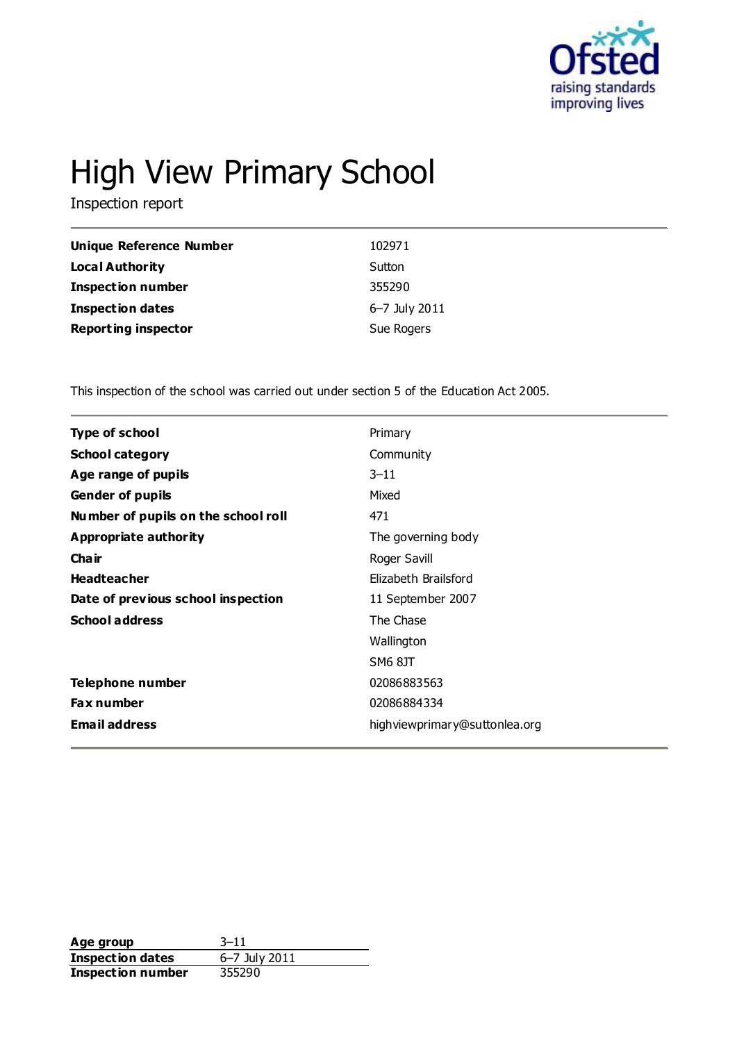# High View Primary School

Inspection report

| | |
|---|---|
| **Unique Reference Number** | 102971 |
| **Local Authority** | Sutton |
| **Inspection number** | 355290 |
| **Inspection dates** | 6–7 July 2011 |
| **Reporting inspector** | Sue Rogers |

This inspection of the school was carried out under section 5 of the Education Act 2005.

| | |
|---|---|
| **Type of school** | Primary |
| **School category** | Community |
| **Age range of pupils** | 3–11 |
| **Gender of pupils** | Mixed |
| **Number of pupils on the school roll** | 471 |
| **Appropriate authority** | The governing body |
| **Chair** | Roger Savill |
| **Headteacher** | Elizabeth Brailsford |
| **Date of previous school inspection** | 11 September 2007 |
| **School address** | The Chase<br>Wallington<br>SM6 8JT |
| **Telephone number** | 02086883563 |
| **Fax number** | 02086884334 |
| **Email address** | highviewprimary@suttonlea.org |

| | |
|---|---|
| **Age group** | 3–11 |
| **Inspection dates** | 6–7 July 2011 |
| **Inspection number** | 355290 |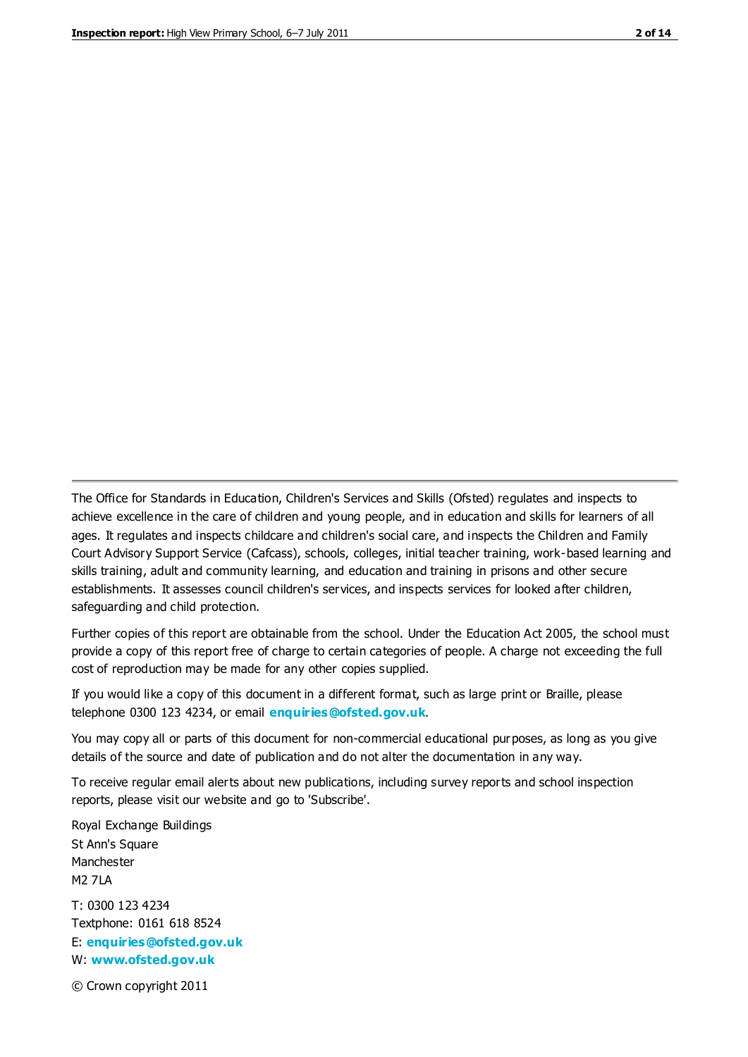The Office for Standards in Education, Children's Services and Skills (Ofsted) regulates and inspects to achieve excellence in the care of children and young people, and in education and skills for learners of all ages. It regulates and inspects childcare and children's social care, and inspects the Children and Family Court Advisory Support Service (Cafcass), schools, colleges, initial teacher training, work-based learning and skills training, adult and community learning, and education and training in prisons and other secure establishments. It assesses council children's services, and inspects services for looked after children, safeguarding and child protection.

Further copies of this report are obtainable from the school. Under the Education Act 2005, the school must provide a copy of this report free of charge to certain categories of people. A charge not exceeding the full cost of reproduction may be made for any other copies supplied.

If you would like a copy of this document in a different format, such as large print or Braille, please telephone 0300 123 4234, or email **enquiries@ofsted.gov.uk**.

You may copy all or parts of this document for non-commercial educational purposes, as long as you give details of the source and date of publication and do not alter the documentation in any way.

To receive regular email alerts about new publications, including survey reports and school inspection reports, please visit our website and go to 'Subscribe'.

Royal Exchange Buildings
St Ann's Square
Manchester
M2 7LA

T: 0300 123 4234
Textphone: 0161 618 8524
E: **enquiries@ofsted.gov.uk**
W: **www.ofsted.gov.uk**

© Crown copyright 2011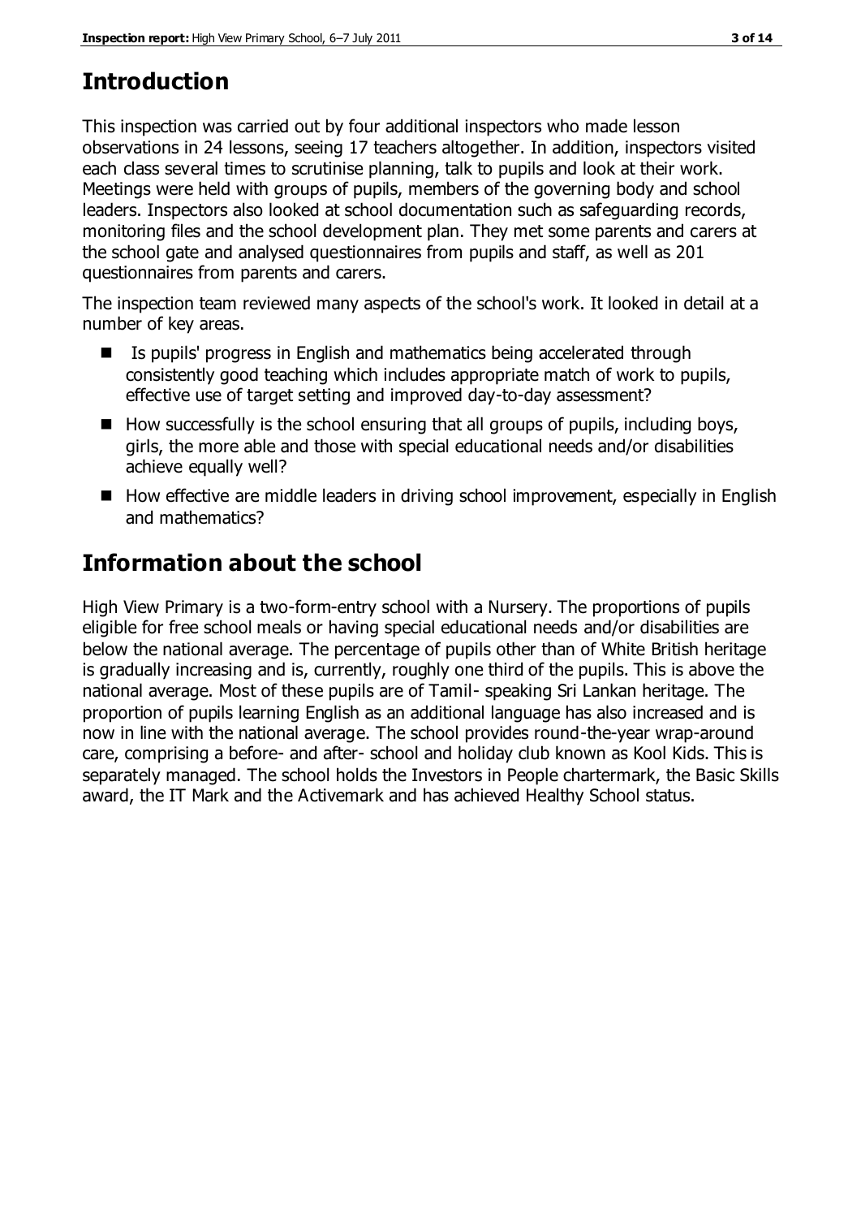## Introduction

This inspection was carried out by four additional inspectors who made lesson observations in 24 lessons, seeing 17 teachers altogether. In addition, inspectors visited each class several times to scrutinise planning, talk to pupils and look at their work. Meetings were held with groups of pupils, members of the governing body and school leaders. Inspectors also looked at school documentation such as safeguarding records, monitoring files and the school development plan. They met some parents and carers at the school gate and analysed questionnaires from pupils and staff, as well as 201 questionnaires from parents and carers.

The inspection team reviewed many aspects of the school's work. It looked in detail at a number of key areas.

- Is pupils' progress in English and mathematics being accelerated through consistently good teaching which includes appropriate match of work to pupils, effective use of target setting and improved day-to-day assessment?
- How successfully is the school ensuring that all groups of pupils, including boys, girls, the more able and those with special educational needs and/or disabilities achieve equally well?
- How effective are middle leaders in driving school improvement, especially in English and mathematics?

## Information about the school

High View Primary is a two-form-entry school with a Nursery. The proportions of pupils eligible for free school meals or having special educational needs and/or disabilities are below the national average. The percentage of pupils other than of White British heritage is gradually increasing and is, currently, roughly one third of the pupils. This is above the national average. Most of these pupils are of Tamil- speaking Sri Lankan heritage. The proportion of pupils learning English as an additional language has also increased and is now in line with the national average. The school provides round-the-year wrap-around care, comprising a before- and after- school and holiday club known as Kool Kids. This is separately managed. The school holds the Investors in People chartermark, the Basic Skills award, the IT Mark and the Activemark and has achieved Healthy School status.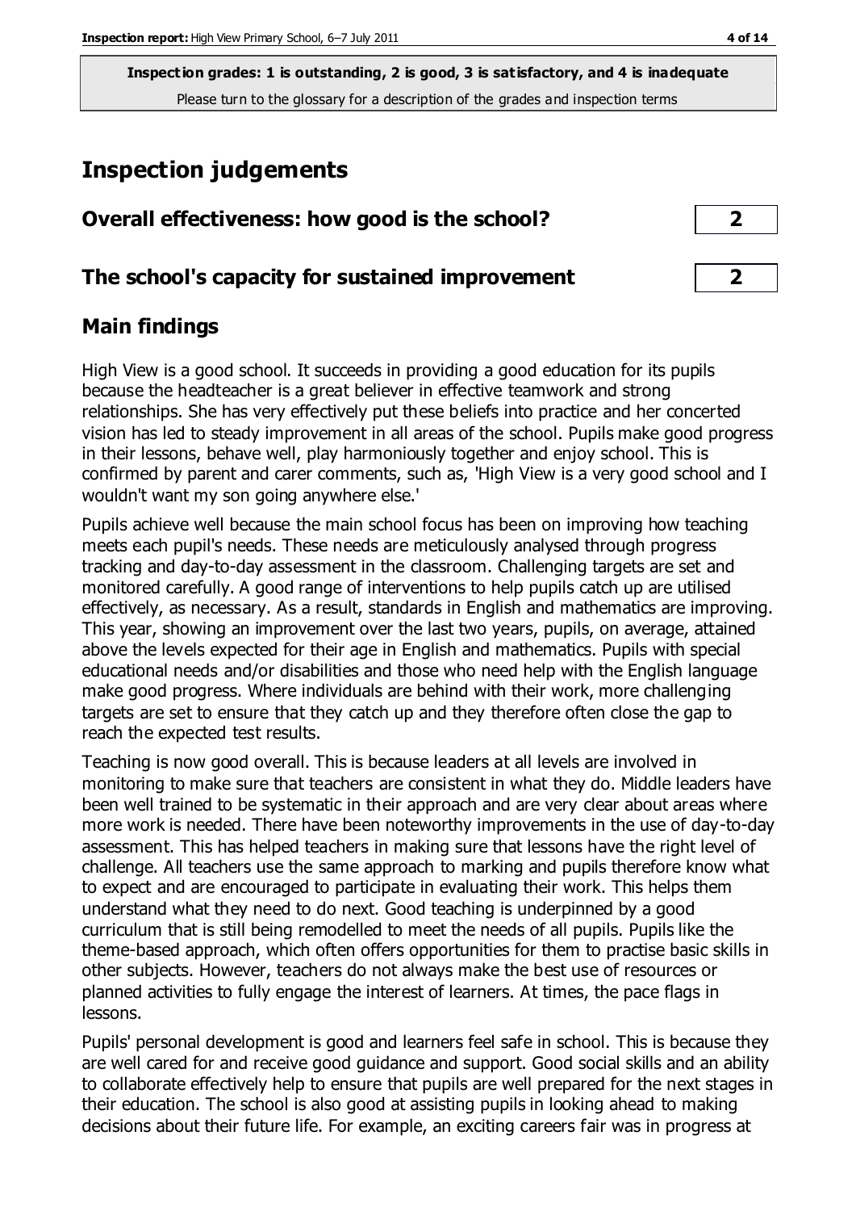**Inspection grades: 1 is outstanding, 2 is good, 3 is satisfactory, and 4 is inadequate**
Please turn to the glossary for a description of the grades and inspection terms

# Inspection judgements

## Overall effectiveness: how good is the school? — 2

## The school's capacity for sustained improvement — 2

## Main findings

High View is a good school. It succeeds in providing a good education for its pupils because the headteacher is a great believer in effective teamwork and strong relationships. She has very effectively put these beliefs into practice and her concerted vision has led to steady improvement in all areas of the school. Pupils make good progress in their lessons, behave well, play harmoniously together and enjoy school. This is confirmed by parent and carer comments, such as, 'High View is a very good school and I wouldn't want my son going anywhere else.'

Pupils achieve well because the main school focus has been on improving how teaching meets each pupil's needs. These needs are meticulously analysed through progress tracking and day-to-day assessment in the classroom. Challenging targets are set and monitored carefully. A good range of interventions to help pupils catch up are utilised effectively, as necessary. As a result, standards in English and mathematics are improving. This year, showing an improvement over the last two years, pupils, on average, attained above the levels expected for their age in English and mathematics. Pupils with special educational needs and/or disabilities and those who need help with the English language make good progress. Where individuals are behind with their work, more challenging targets are set to ensure that they catch up and they therefore often close the gap to reach the expected test results.

Teaching is now good overall. This is because leaders at all levels are involved in monitoring to make sure that teachers are consistent in what they do. Middle leaders have been well trained to be systematic in their approach and are very clear about areas where more work is needed. There have been noteworthy improvements in the use of day-to-day assessment. This has helped teachers in making sure that lessons have the right level of challenge. All teachers use the same approach to marking and pupils therefore know what to expect and are encouraged to participate in evaluating their work. This helps them understand what they need to do next. Good teaching is underpinned by a good curriculum that is still being remodelled to meet the needs of all pupils. Pupils like the theme-based approach, which often offers opportunities for them to practise basic skills in other subjects. However, teachers do not always make the best use of resources or planned activities to fully engage the interest of learners. At times, the pace flags in lessons.

Pupils' personal development is good and learners feel safe in school. This is because they are well cared for and receive good guidance and support. Good social skills and an ability to collaborate effectively help to ensure that pupils are well prepared for the next stages in their education. The school is also good at assisting pupils in looking ahead to making decisions about their future life. For example, an exciting careers fair was in progress at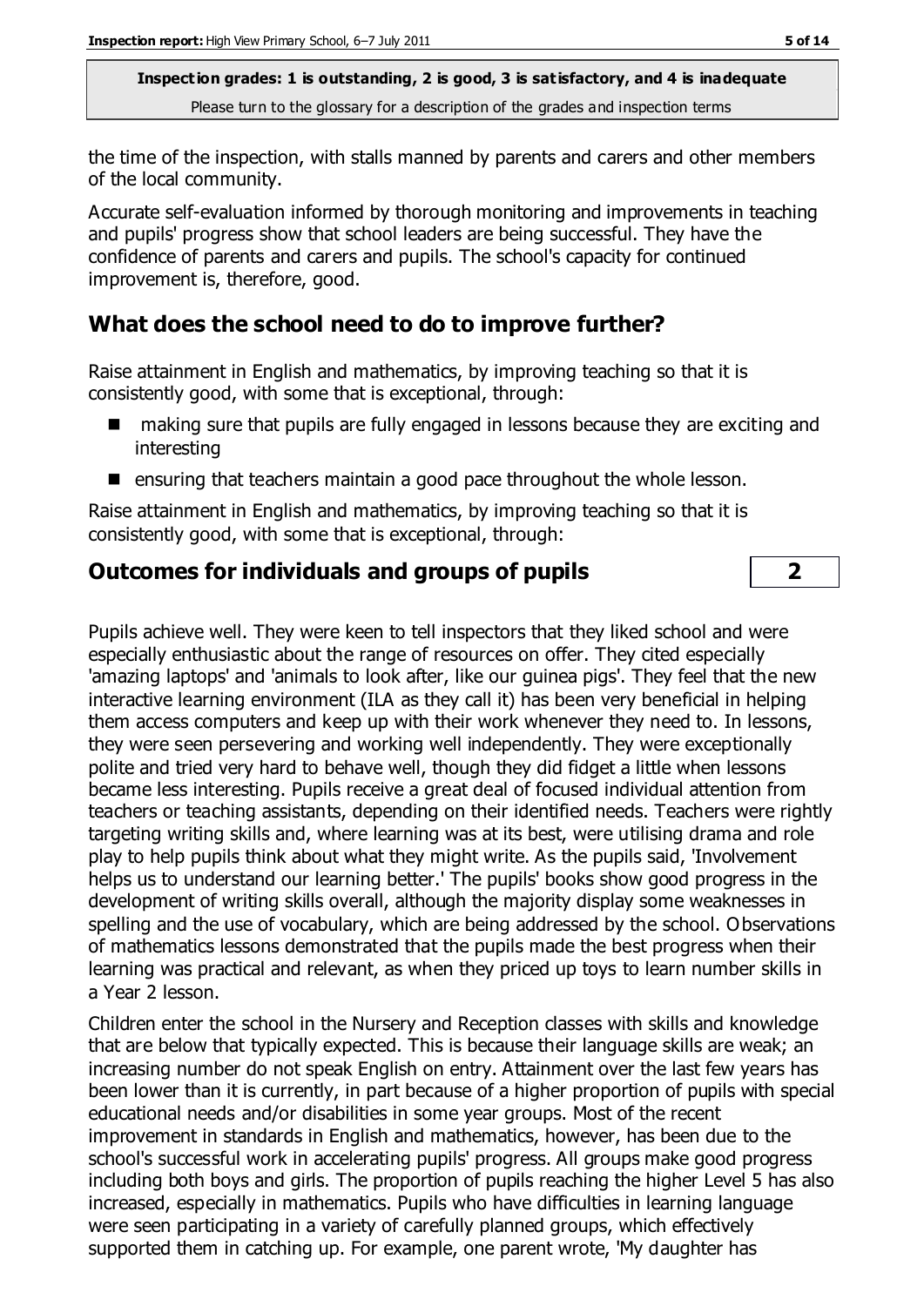the time of the inspection, with stalls manned by parents and carers and other members of the local community.

Accurate self-evaluation informed by thorough monitoring and improvements in teaching and pupils' progress show that school leaders are being successful. They have the confidence of parents and carers and pupils. The school's capacity for continued improvement is, therefore, good.

## What does the school need to do to improve further?

Raise attainment in English and mathematics, by improving teaching so that it is consistently good, with some that is exceptional, through:

- making sure that pupils are fully engaged in lessons because they are exciting and interesting
- ensuring that teachers maintain a good pace throughout the whole lesson.

Raise attainment in English and mathematics, by improving teaching so that it is consistently good, with some that is exceptional, through:

## Outcomes for individuals and groups of pupils — 2

Pupils achieve well. They were keen to tell inspectors that they liked school and were especially enthusiastic about the range of resources on offer. They cited especially 'amazing laptops' and 'animals to look after, like our guinea pigs'. They feel that the new interactive learning environment (ILA as they call it) has been very beneficial in helping them access computers and keep up with their work whenever they need to. In lessons, they were seen persevering and working well independently. They were exceptionally polite and tried very hard to behave well, though they did fidget a little when lessons became less interesting. Pupils receive a great deal of focused individual attention from teachers or teaching assistants, depending on their identified needs. Teachers were rightly targeting writing skills and, where learning was at its best, were utilising drama and role play to help pupils think about what they might write. As the pupils said, 'Involvement helps us to understand our learning better.' The pupils' books show good progress in the development of writing skills overall, although the majority display some weaknesses in spelling and the use of vocabulary, which are being addressed by the school. Observations of mathematics lessons demonstrated that the pupils made the best progress when their learning was practical and relevant, as when they priced up toys to learn number skills in a Year 2 lesson.

Children enter the school in the Nursery and Reception classes with skills and knowledge that are below that typically expected. This is because their language skills are weak; an increasing number do not speak English on entry. Attainment over the last few years has been lower than it is currently, in part because of a higher proportion of pupils with special educational needs and/or disabilities in some year groups. Most of the recent improvement in standards in English and mathematics, however, has been due to the school's successful work in accelerating pupils' progress. All groups make good progress including both boys and girls. The proportion of pupils reaching the higher Level 5 has also increased, especially in mathematics. Pupils who have difficulties in learning language were seen participating in a variety of carefully planned groups, which effectively supported them in catching up. For example, one parent wrote, 'My daughter has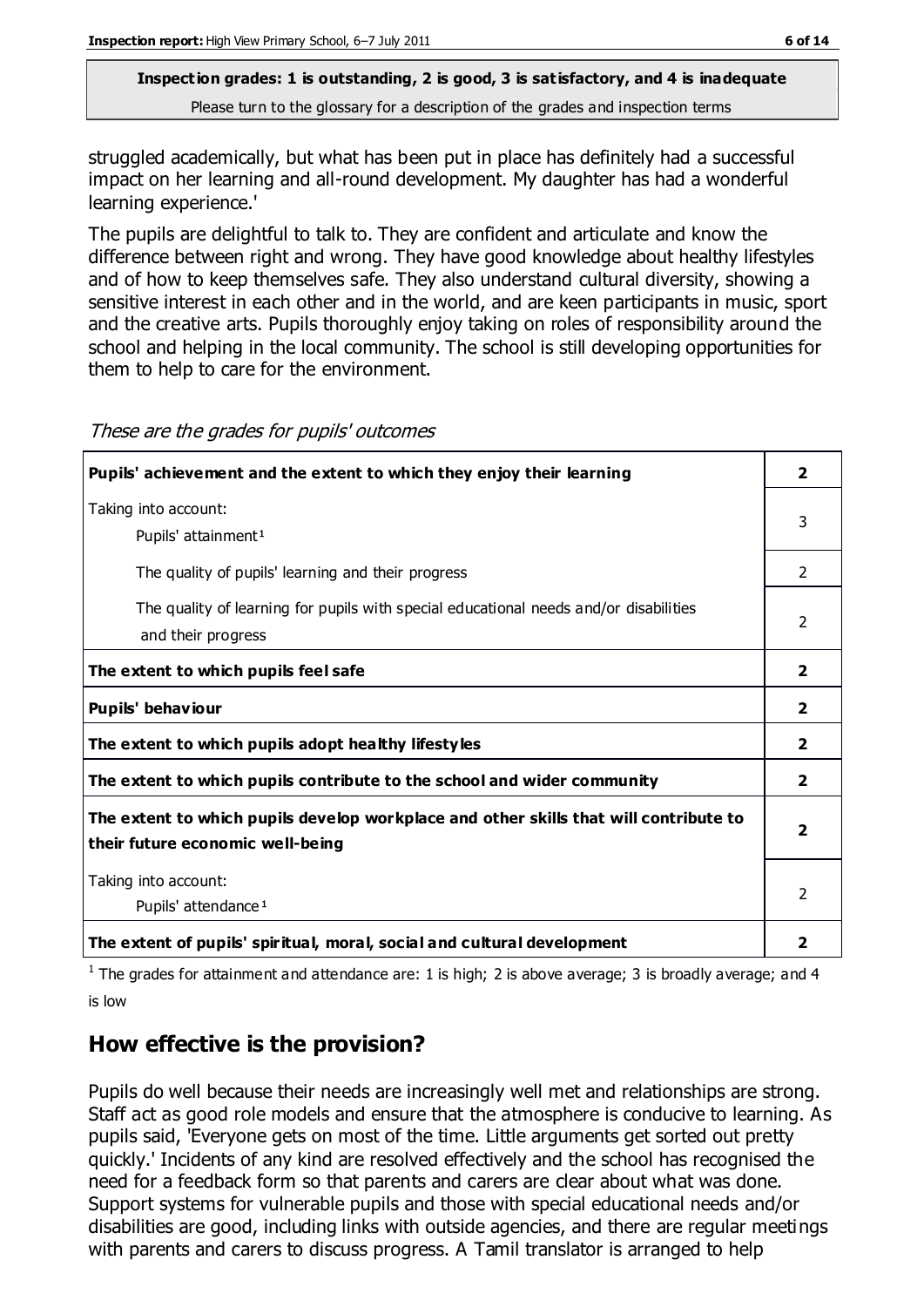**Inspection grades: 1 is outstanding, 2 is good, 3 is satisfactory, and 4 is inadequate**
Please turn to the glossary for a description of the grades and inspection terms

struggled academically, but what has been put in place has definitely had a successful impact on her learning and all-round development. My daughter has had a wonderful learning experience.'

The pupils are delightful to talk to. They are confident and articulate and know the difference between right and wrong. They have good knowledge about healthy lifestyles and of how to keep themselves safe. They also understand cultural diversity, showing a sensitive interest in each other and in the world, and are keen participants in music, sport and the creative arts. Pupils thoroughly enjoy taking on roles of responsibility around the school and helping in the local community. The school is still developing opportunities for them to help to care for the environment.

*These are the grades for pupils' outcomes*

| | |
|---|---|
| **Pupils' achievement and the extent to which they enjoy their learning** | **2** |
| Taking into account: Pupils' attainment[1] | 3 |
| The quality of pupils' learning and their progress | 2 |
| The quality of learning for pupils with special educational needs and/or disabilities and their progress | 2 |
| **The extent to which pupils feel safe** | **2** |
| **Pupils' behaviour** | **2** |
| **The extent to which pupils adopt healthy lifestyles** | **2** |
| **The extent to which pupils contribute to the school and wider community** | **2** |
| **The extent to which pupils develop workplace and other skills that will contribute to their future economic well-being** | **2** |
| Taking into account: Pupils' attendance[1] | 2 |
| **The extent of pupils' spiritual, moral, social and cultural development** | **2** |

[1] The grades for attainment and attendance are: 1 is high; 2 is above average; 3 is broadly average; and 4 is low

## How effective is the provision?

Pupils do well because their needs are increasingly well met and relationships are strong. Staff act as good role models and ensure that the atmosphere is conducive to learning. As pupils said, 'Everyone gets on most of the time. Little arguments get sorted out pretty quickly.' Incidents of any kind are resolved effectively and the school has recognised the need for a feedback form so that parents and carers are clear about what was done. Support systems for vulnerable pupils and those with special educational needs and/or disabilities are good, including links with outside agencies, and there are regular meetings with parents and carers to discuss progress. A Tamil translator is arranged to help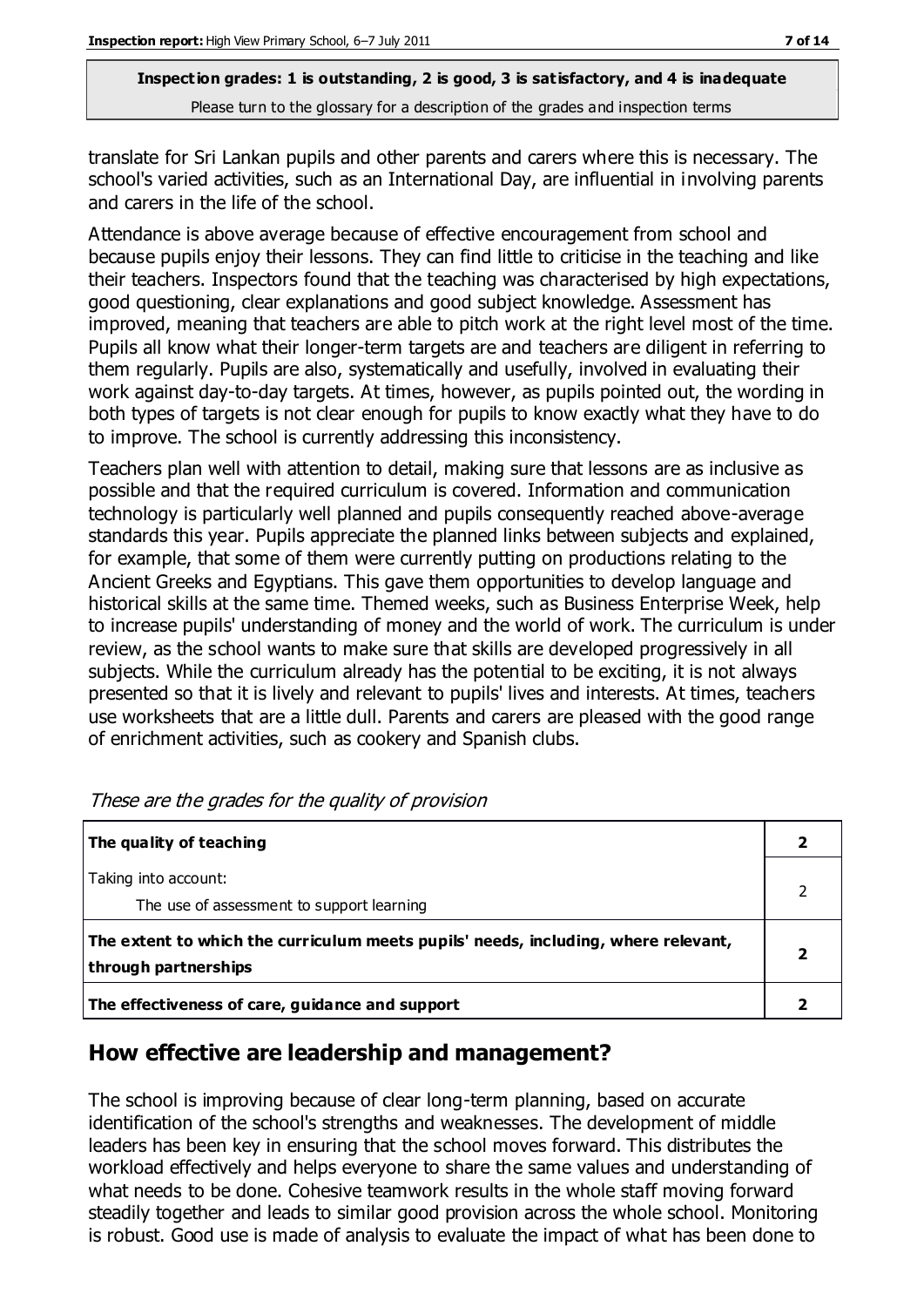translate for Sri Lankan pupils and other parents and carers where this is necessary. The school's varied activities, such as an International Day, are influential in involving parents and carers in the life of the school.

Attendance is above average because of effective encouragement from school and because pupils enjoy their lessons. They can find little to criticise in the teaching and like their teachers. Inspectors found that the teaching was characterised by high expectations, good questioning, clear explanations and good subject knowledge. Assessment has improved, meaning that teachers are able to pitch work at the right level most of the time. Pupils all know what their longer-term targets are and teachers are diligent in referring to them regularly. Pupils are also, systematically and usefully, involved in evaluating their work against day-to-day targets. At times, however, as pupils pointed out, the wording in both types of targets is not clear enough for pupils to know exactly what they have to do to improve. The school is currently addressing this inconsistency.

Teachers plan well with attention to detail, making sure that lessons are as inclusive as possible and that the required curriculum is covered. Information and communication technology is particularly well planned and pupils consequently reached above-average standards this year. Pupils appreciate the planned links between subjects and explained, for example, that some of them were currently putting on productions relating to the Ancient Greeks and Egyptians. This gave them opportunities to develop language and historical skills at the same time. Themed weeks, such as Business Enterprise Week, help to increase pupils' understanding of money and the world of work. The curriculum is under review, as the school wants to make sure that skills are developed progressively in all subjects. While the curriculum already has the potential to be exciting, it is not always presented so that it is lively and relevant to pupils' lives and interests. At times, teachers use worksheets that are a little dull. Parents and carers are pleased with the good range of enrichment activities, such as cookery and Spanish clubs.

*These are the grades for the quality of provision*

| | |
|---|---|
| **The quality of teaching** | **2** |
| Taking into account:<br>The use of assessment to support learning | 2 |
| **The extent to which the curriculum meets pupils' needs, including, where relevant, through partnerships** | **2** |
| **The effectiveness of care, guidance and support** | **2** |

## How effective are leadership and management?

The school is improving because of clear long-term planning, based on accurate identification of the school's strengths and weaknesses. The development of middle leaders has been key in ensuring that the school moves forward. This distributes the workload effectively and helps everyone to share the same values and understanding of what needs to be done. Cohesive teamwork results in the whole staff moving forward steadily together and leads to similar good provision across the whole school. Monitoring is robust. Good use is made of analysis to evaluate the impact of what has been done to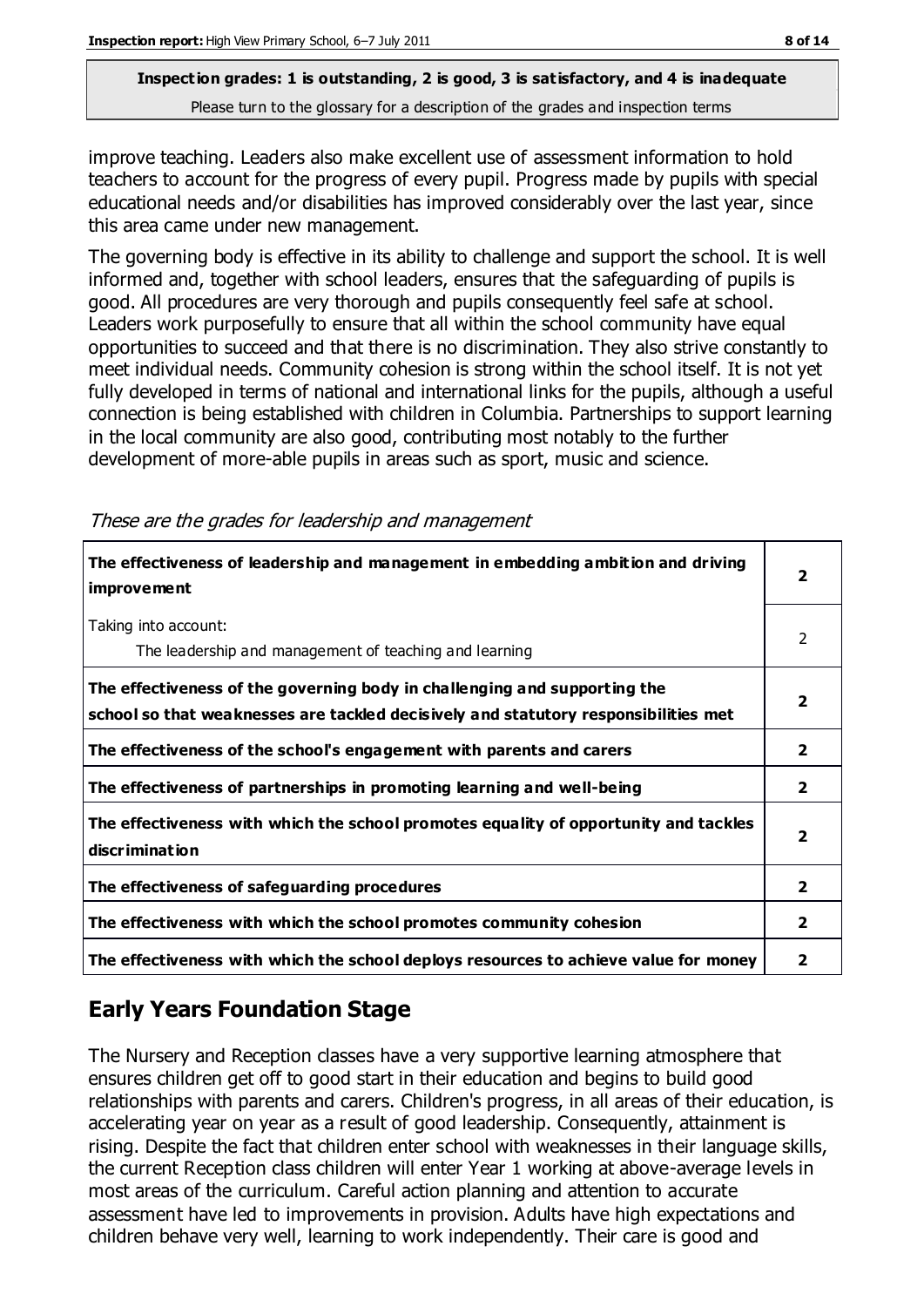**Inspection grades: 1 is outstanding, 2 is good, 3 is satisfactory, and 4 is inadequate**
Please turn to the glossary for a description of the grades and inspection terms

improve teaching. Leaders also make excellent use of assessment information to hold teachers to account for the progress of every pupil. Progress made by pupils with special educational needs and/or disabilities has improved considerably over the last year, since this area came under new management.

The governing body is effective in its ability to challenge and support the school. It is well informed and, together with school leaders, ensures that the safeguarding of pupils is good. All procedures are very thorough and pupils consequently feel safe at school. Leaders work purposefully to ensure that all within the school community have equal opportunities to succeed and that there is no discrimination. They also strive constantly to meet individual needs. Community cohesion is strong within the school itself. It is not yet fully developed in terms of national and international links for the pupils, although a useful connection is being established with children in Columbia. Partnerships to support learning in the local community are also good, contributing most notably to the further development of more-able pupils in areas such as sport, music and science.

*These are the grades for leadership and management*

| | |
|---|---|
| **The effectiveness of leadership and management in embedding ambition and driving improvement** | **2** |
| Taking into account: The leadership and management of teaching and learning | 2 |
| **The effectiveness of the governing body in challenging and supporting the school so that weaknesses are tackled decisively and statutory responsibilities met** | **2** |
| **The effectiveness of the school's engagement with parents and carers** | **2** |
| **The effectiveness of partnerships in promoting learning and well-being** | **2** |
| **The effectiveness with which the school promotes equality of opportunity and tackles discrimination** | **2** |
| **The effectiveness of safeguarding procedures** | **2** |
| **The effectiveness with which the school promotes community cohesion** | **2** |
| **The effectiveness with which the school deploys resources to achieve value for money** | **2** |

## Early Years Foundation Stage

The Nursery and Reception classes have a very supportive learning atmosphere that ensures children get off to good start in their education and begins to build good relationships with parents and carers. Children's progress, in all areas of their education, is accelerating year on year as a result of good leadership. Consequently, attainment is rising. Despite the fact that children enter school with weaknesses in their language skills, the current Reception class children will enter Year 1 working at above-average levels in most areas of the curriculum. Careful action planning and attention to accurate assessment have led to improvements in provision. Adults have high expectations and children behave very well, learning to work independently. Their care is good and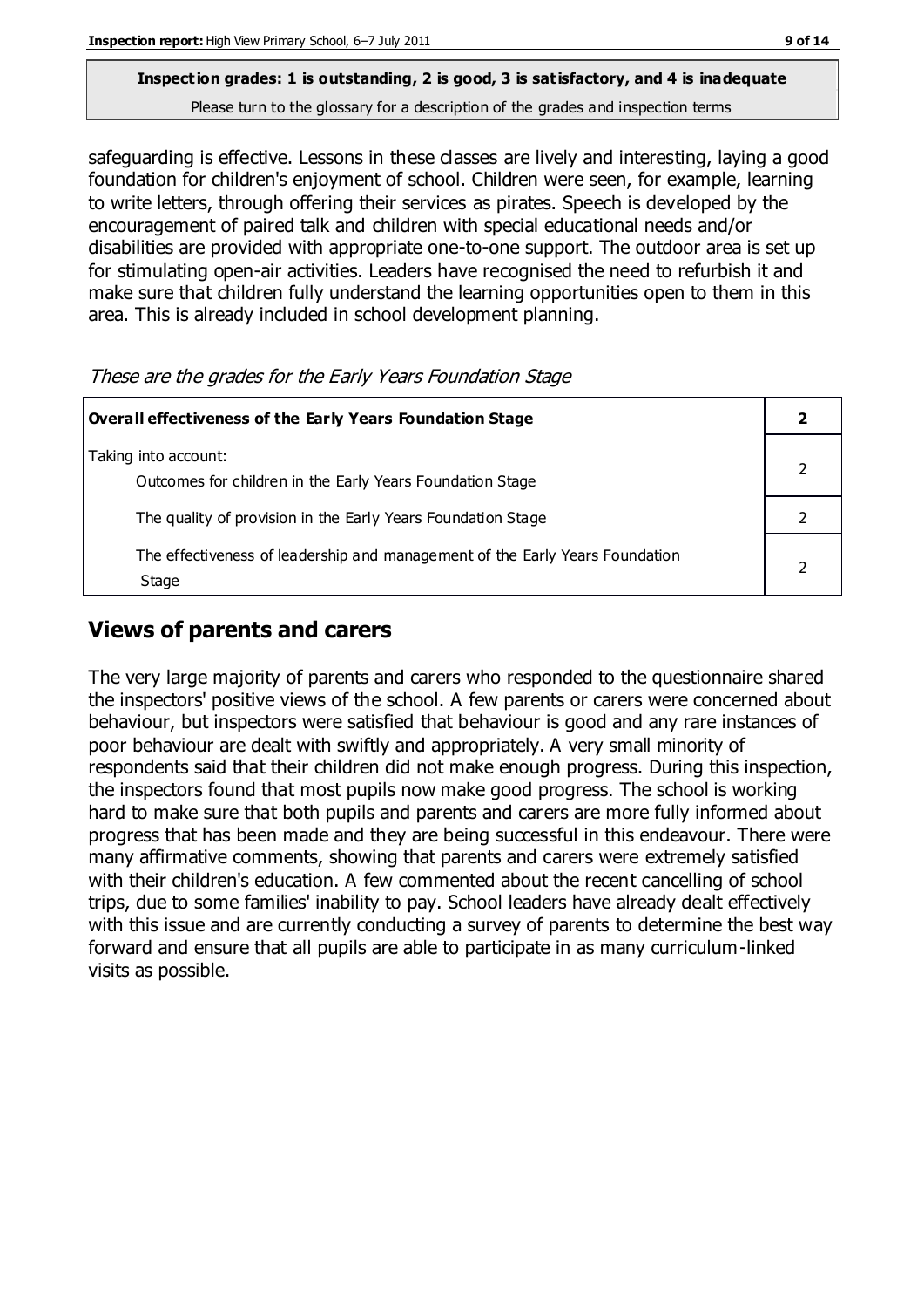**Inspection grades: 1 is outstanding, 2 is good, 3 is satisfactory, and 4 is inadequate**
Please turn to the glossary for a description of the grades and inspection terms

safeguarding is effective. Lessons in these classes are lively and interesting, laying a good foundation for children's enjoyment of school. Children were seen, for example, learning to write letters, through offering their services as pirates. Speech is developed by the encouragement of paired talk and children with special educational needs and/or disabilities are provided with appropriate one-to-one support. The outdoor area is set up for stimulating open-air activities. Leaders have recognised the need to refurbish it and make sure that children fully understand the learning opportunities open to them in this area. This is already included in school development planning.

*These are the grades for the Early Years Foundation Stage*

| **Overall effectiveness of the Early Years Foundation Stage** | **2** |
|---|---|
| Taking into account: Outcomes for children in the Early Years Foundation Stage | 2 |
| The quality of provision in the Early Years Foundation Stage | 2 |
| The effectiveness of leadership and management of the Early Years Foundation Stage | 2 |

## Views of parents and carers

The very large majority of parents and carers who responded to the questionnaire shared the inspectors' positive views of the school. A few parents or carers were concerned about behaviour, but inspectors were satisfied that behaviour is good and any rare instances of poor behaviour are dealt with swiftly and appropriately. A very small minority of respondents said that their children did not make enough progress. During this inspection, the inspectors found that most pupils now make good progress. The school is working hard to make sure that both pupils and parents and carers are more fully informed about progress that has been made and they are being successful in this endeavour. There were many affirmative comments, showing that parents and carers were extremely satisfied with their children's education. A few commented about the recent cancelling of school trips, due to some families' inability to pay. School leaders have already dealt effectively with this issue and are currently conducting a survey of parents to determine the best way forward and ensure that all pupils are able to participate in as many curriculum-linked visits as possible.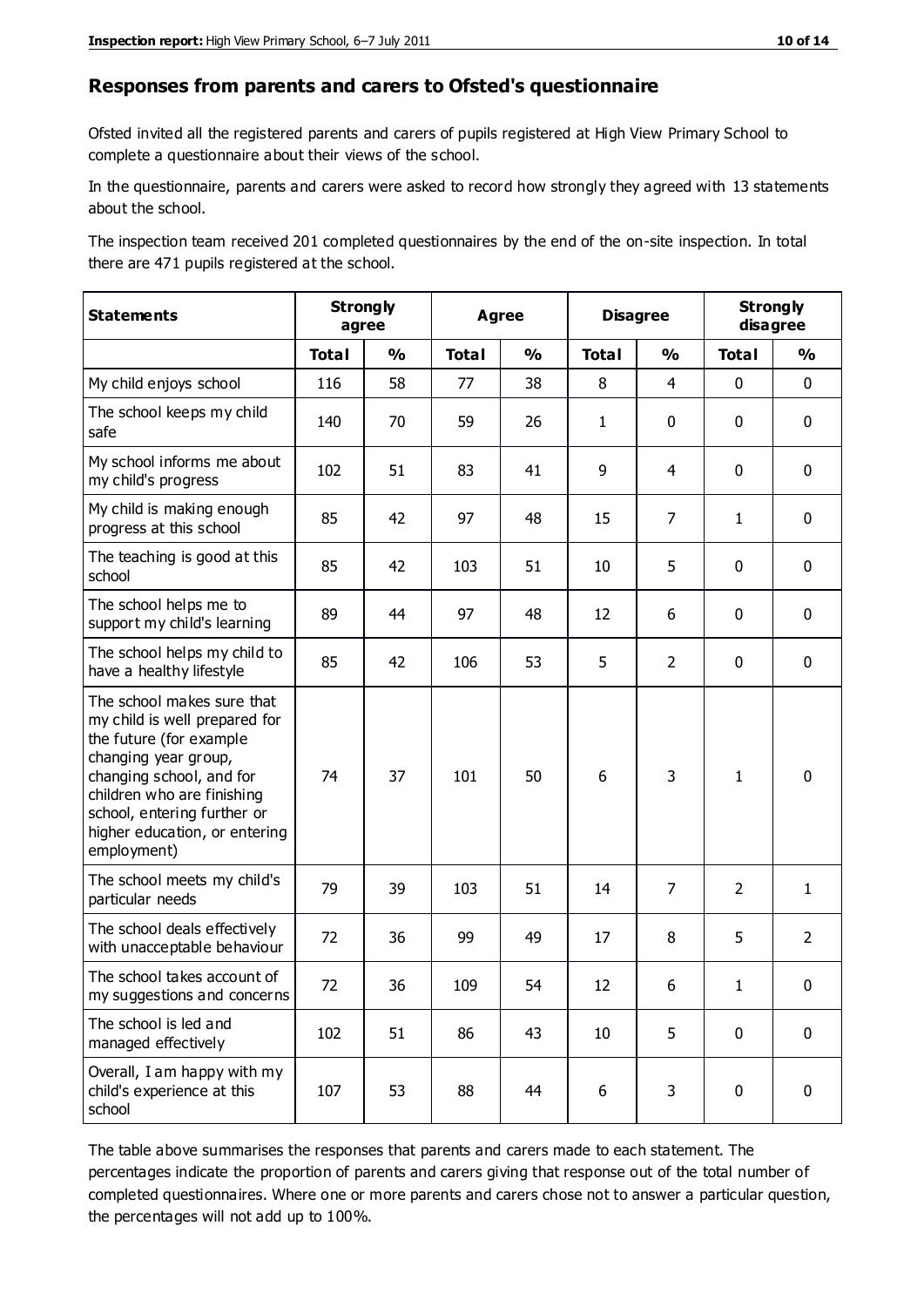## Responses from parents and carers to Ofsted's questionnaire

Ofsted invited all the registered parents and carers of pupils registered at High View Primary School to complete a questionnaire about their views of the school.

In the questionnaire, parents and carers were asked to record how strongly they agreed with 13 statements about the school.

The inspection team received 201 completed questionnaires by the end of the on-site inspection. In total there are 471 pupils registered at the school.

| Statements | Strongly agree | | Agree | | Disagree | | Strongly disagree | |
|---|---|---|---|---|---|---|---|---|
| | Total | % | Total | % | Total | % | Total | % |
| My child enjoys school | 116 | 58 | 77 | 38 | 8 | 4 | 0 | 0 |
| The school keeps my child safe | 140 | 70 | 59 | 26 | 1 | 0 | 0 | 0 |
| My school informs me about my child's progress | 102 | 51 | 83 | 41 | 9 | 4 | 0 | 0 |
| My child is making enough progress at this school | 85 | 42 | 97 | 48 | 15 | 7 | 1 | 0 |
| The teaching is good at this school | 85 | 42 | 103 | 51 | 10 | 5 | 0 | 0 |
| The school helps me to support my child's learning | 89 | 44 | 97 | 48 | 12 | 6 | 0 | 0 |
| The school helps my child to have a healthy lifestyle | 85 | 42 | 106 | 53 | 5 | 2 | 0 | 0 |
| The school makes sure that my child is well prepared for the future (for example changing year group, changing school, and for children who are finishing school, entering further or higher education, or entering employment) | 74 | 37 | 101 | 50 | 6 | 3 | 1 | 0 |
| The school meets my child's particular needs | 79 | 39 | 103 | 51 | 14 | 7 | 2 | 1 |
| The school deals effectively with unacceptable behaviour | 72 | 36 | 99 | 49 | 17 | 8 | 5 | 2 |
| The school takes account of my suggestions and concerns | 72 | 36 | 109 | 54 | 12 | 6 | 1 | 0 |
| The school is led and managed effectively | 102 | 51 | 86 | 43 | 10 | 5 | 0 | 0 |
| Overall, I am happy with my child's experience at this school | 107 | 53 | 88 | 44 | 6 | 3 | 0 | 0 |

The table above summarises the responses that parents and carers made to each statement. The percentages indicate the proportion of parents and carers giving that response out of the total number of completed questionnaires. Where one or more parents and carers chose not to answer a particular question, the percentages will not add up to 100%.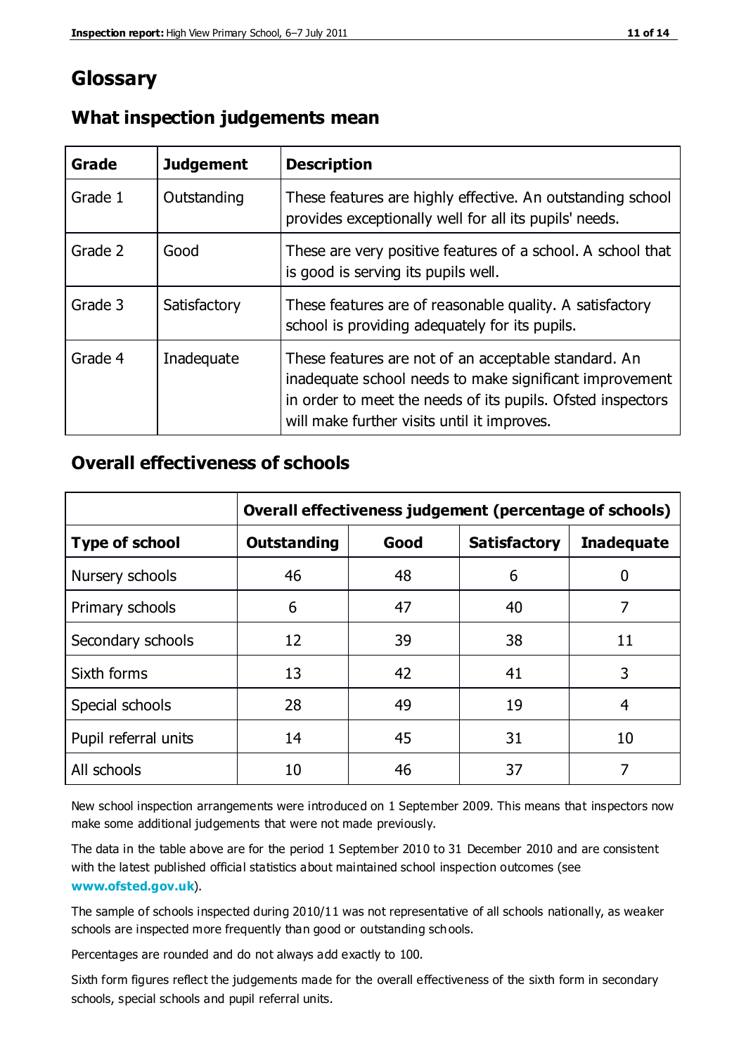# Glossary

## What inspection judgements mean

| Grade | Judgement | Description |
| --- | --- | --- |
| Grade 1 | Outstanding | These features are highly effective. An outstanding school provides exceptionally well for all its pupils' needs. |
| Grade 2 | Good | These are very positive features of a school. A school that is good is serving its pupils well. |
| Grade 3 | Satisfactory | These features are of reasonable quality. A satisfactory school is providing adequately for its pupils. |
| Grade 4 | Inadequate | These features are not of an acceptable standard. An inadequate school needs to make significant improvement in order to meet the needs of its pupils. Ofsted inspectors will make further visits until it improves. |

## Overall effectiveness of schools

| | Overall effectiveness judgement (percentage of schools) | | | |
| --- | --- | --- | --- | --- |
| **Type of school** | **Outstanding** | **Good** | **Satisfactory** | **Inadequate** |
| Nursery schools | 46 | 48 | 6 | 0 |
| Primary schools | 6 | 47 | 40 | 7 |
| Secondary schools | 12 | 39 | 38 | 11 |
| Sixth forms | 13 | 42 | 41 | 3 |
| Special schools | 28 | 49 | 19 | 4 |
| Pupil referral units | 14 | 45 | 31 | 10 |
| All schools | 10 | 46 | 37 | 7 |

New school inspection arrangements were introduced on 1 September 2009. This means that inspectors now make some additional judgements that were not made previously.

The data in the table above are for the period 1 September 2010 to 31 December 2010 and are consistent with the latest published official statistics about maintained school inspection outcomes (see **www.ofsted.gov.uk**).

The sample of schools inspected during 2010/11 was not representative of all schools nationally, as weaker schools are inspected more frequently than good or outstanding schools.

Percentages are rounded and do not always add exactly to 100.

Sixth form figures reflect the judgements made for the overall effectiveness of the sixth form in secondary schools, special schools and pupil referral units.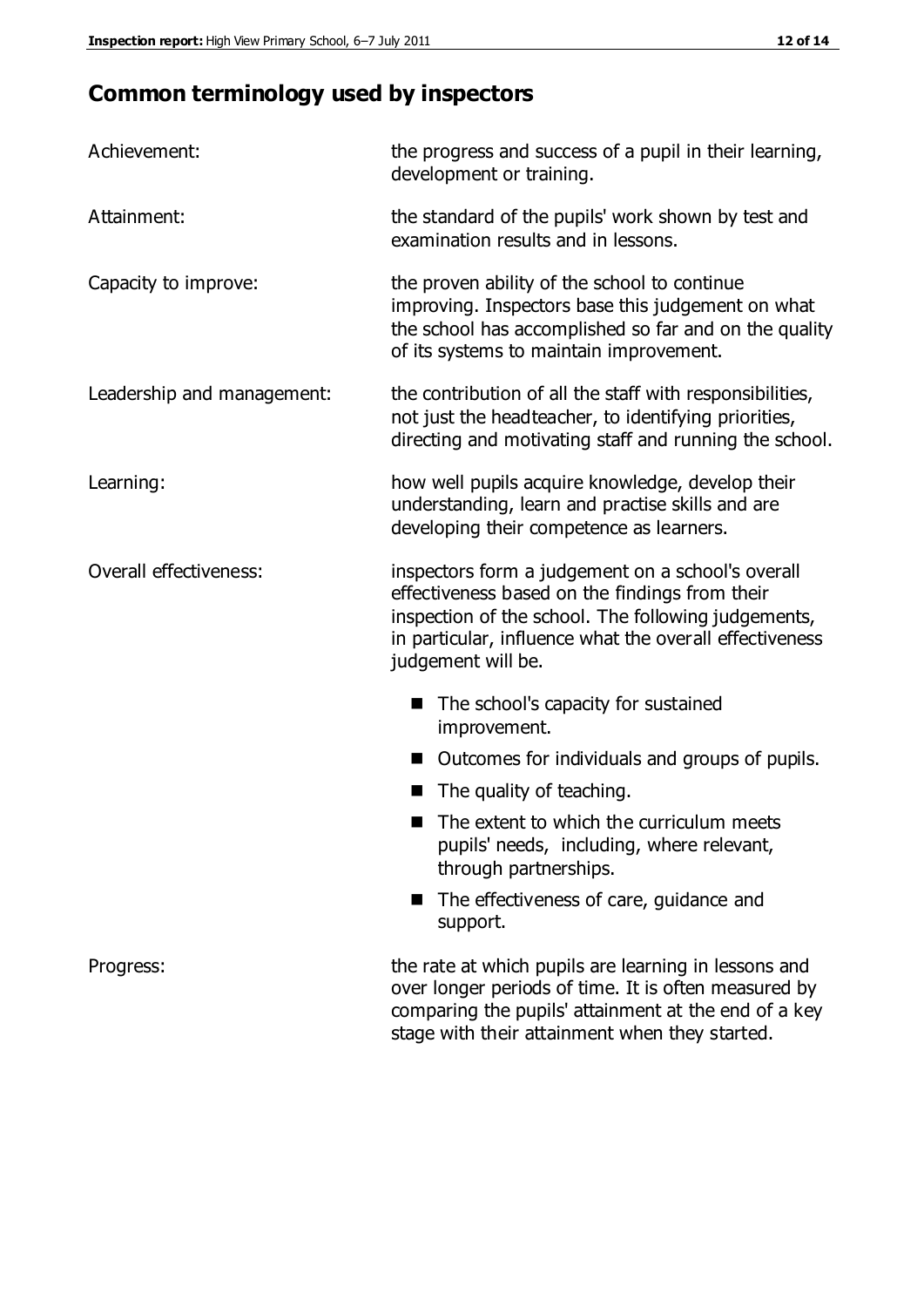# Common terminology used by inspectors

| | |
|---|---|
| Achievement: | the progress and success of a pupil in their learning, development or training. |
| Attainment: | the standard of the pupils' work shown by test and examination results and in lessons. |
| Capacity to improve: | the proven ability of the school to continue improving. Inspectors base this judgement on what the school has accomplished so far and on the quality of its systems to maintain improvement. |
| Leadership and management: | the contribution of all the staff with responsibilities, not just the headteacher, to identifying priorities, directing and motivating staff and running the school. |
| Learning: | how well pupils acquire knowledge, develop their understanding, learn and practise skills and are developing their competence as learners. |
| Overall effectiveness: | inspectors form a judgement on a school's overall effectiveness based on the findings from their inspection of the school. The following judgements, in particular, influence what the overall effectiveness judgement will be. |

- The school's capacity for sustained improvement.
- Outcomes for individuals and groups of pupils.
- The quality of teaching.
- The extent to which the curriculum meets pupils' needs, including, where relevant, through partnerships.
- The effectiveness of care, guidance and support.

| | |
|---|---|
| Progress: | the rate at which pupils are learning in lessons and over longer periods of time. It is often measured by comparing the pupils' attainment at the end of a key stage with their attainment when they started. |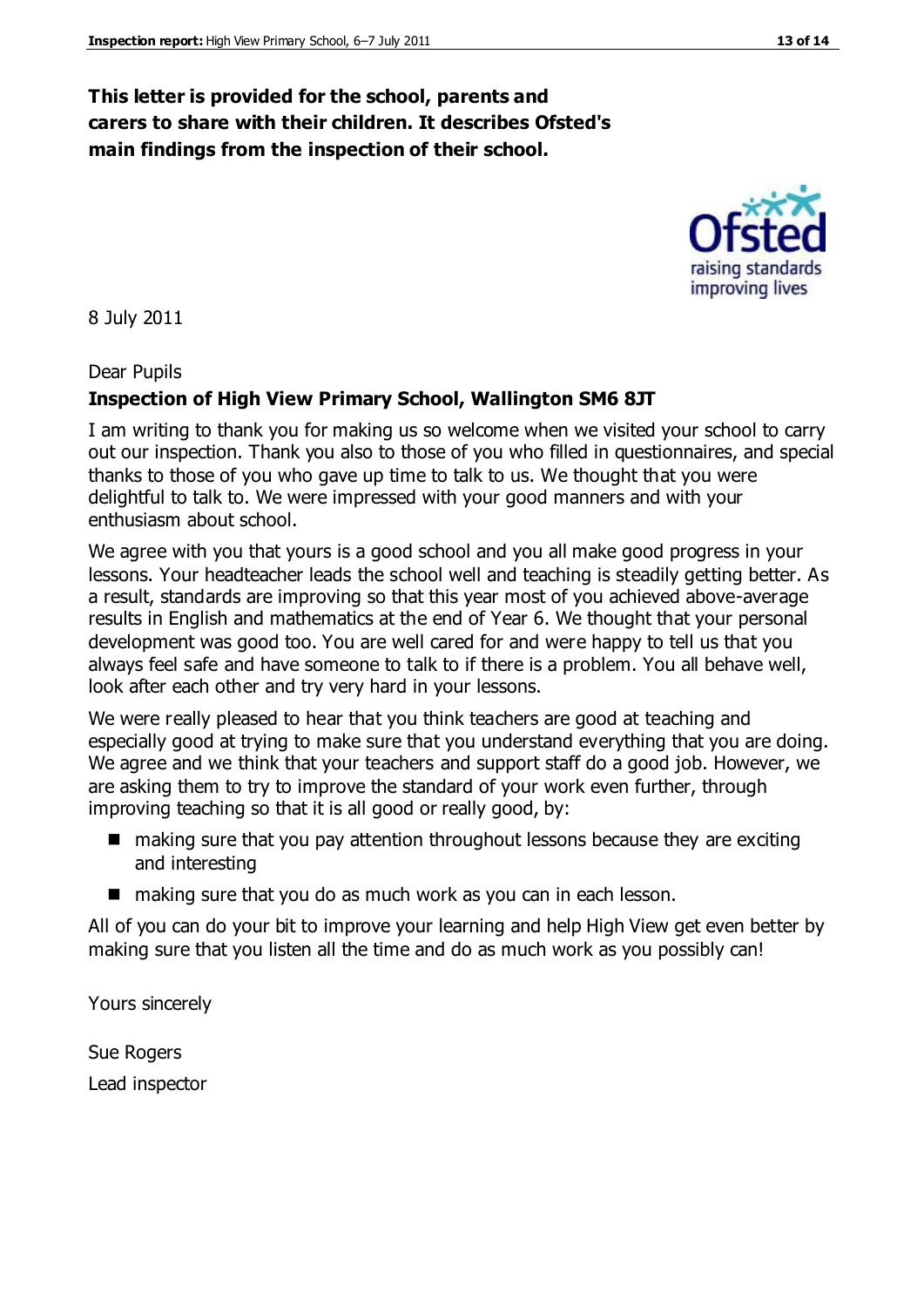**This letter is provided for the school, parents and carers to share with their children. It describes Ofsted's main findings from the inspection of their school.**

8 July 2011

Dear Pupils

**Inspection of High View Primary School, Wallington SM6 8JT**

I am writing to thank you for making us so welcome when we visited your school to carry out our inspection. Thank you also to those of you who filled in questionnaires, and special thanks to those of you who gave up time to talk to us. We thought that you were delightful to talk to. We were impressed with your good manners and with your enthusiasm about school.

We agree with you that yours is a good school and you all make good progress in your lessons. Your headteacher leads the school well and teaching is steadily getting better. As a result, standards are improving so that this year most of you achieved above-average results in English and mathematics at the end of Year 6. We thought that your personal development was good too. You are well cared for and were happy to tell us that you always feel safe and have someone to talk to if there is a problem. You all behave well, look after each other and try very hard in your lessons.

We were really pleased to hear that you think teachers are good at teaching and especially good at trying to make sure that you understand everything that you are doing. We agree and we think that your teachers and support staff do a good job. However, we are asking them to try to improve the standard of your work even further, through improving teaching so that it is all good or really good, by:

- making sure that you pay attention throughout lessons because they are exciting and interesting
- making sure that you do as much work as you can in each lesson.

All of you can do your bit to improve your learning and help High View get even better by making sure that you listen all the time and do as much work as you possibly can!

Yours sincerely

Sue Rogers

Lead inspector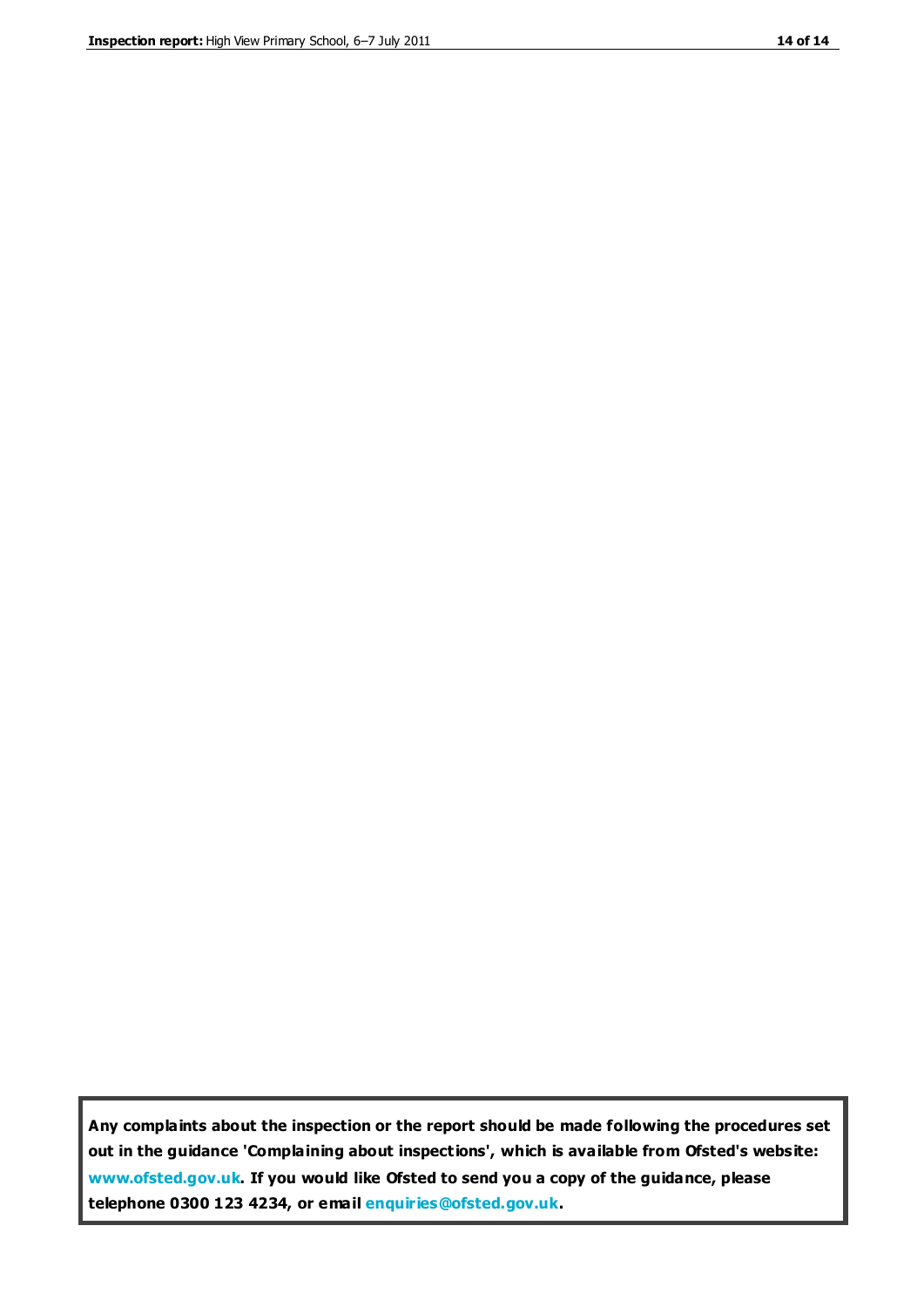**Any complaints about the inspection or the report should be made following the procedures set out in the guidance 'Complaining about inspections', which is available from Ofsted's website: www.ofsted.gov.uk. If you would like Ofsted to send you a copy of the guidance, please telephone 0300 123 4234, or email enquiries@ofsted.gov.uk.**